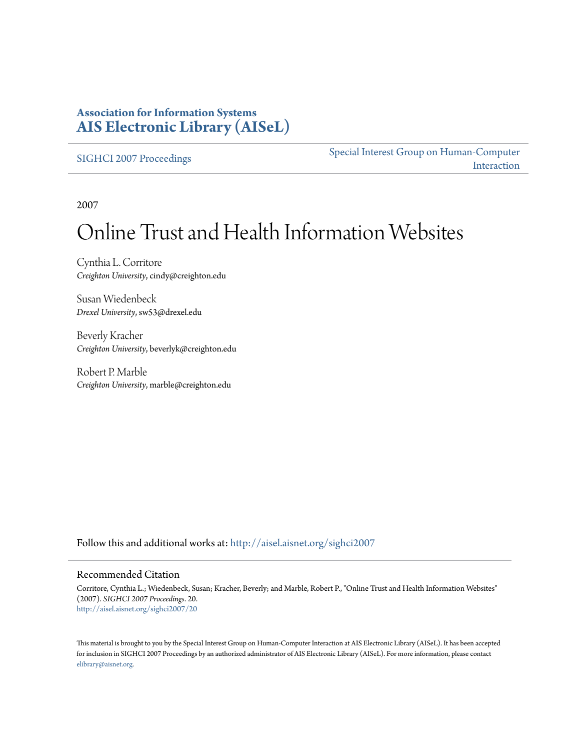**Association for Information Systems**
**AIS Electronic Library (AISeL)**

SIGHCI 2007 Proceedings

Special Interest Group on Human-Computer Interaction

2007

# Online Trust and Health Information Websites

Cynthia L. Corritore
*Creighton University*, cindy@creighton.edu

Susan Wiedenbeck
*Drexel University*, sw53@drexel.edu

Beverly Kracher
*Creighton University*, beverlyk@creighton.edu

Robert P. Marble
*Creighton University*, marble@creighton.edu

Follow this and additional works at: http://aisel.aisnet.org/sighci2007

## Recommended Citation

Corritore, Cynthia L.; Wiedenbeck, Susan; Kracher, Beverly; and Marble, Robert P., "Online Trust and Health Information Websites" (2007). *SIGHCI 2007 Proceedings*. 20.
http://aisel.aisnet.org/sighci2007/20

This material is brought to you by the Special Interest Group on Human-Computer Interaction at AIS Electronic Library (AISeL). It has been accepted for inclusion in SIGHCI 2007 Proceedings by an authorized administrator of AIS Electronic Library (AISeL). For more information, please contact elibrary@aisnet.org.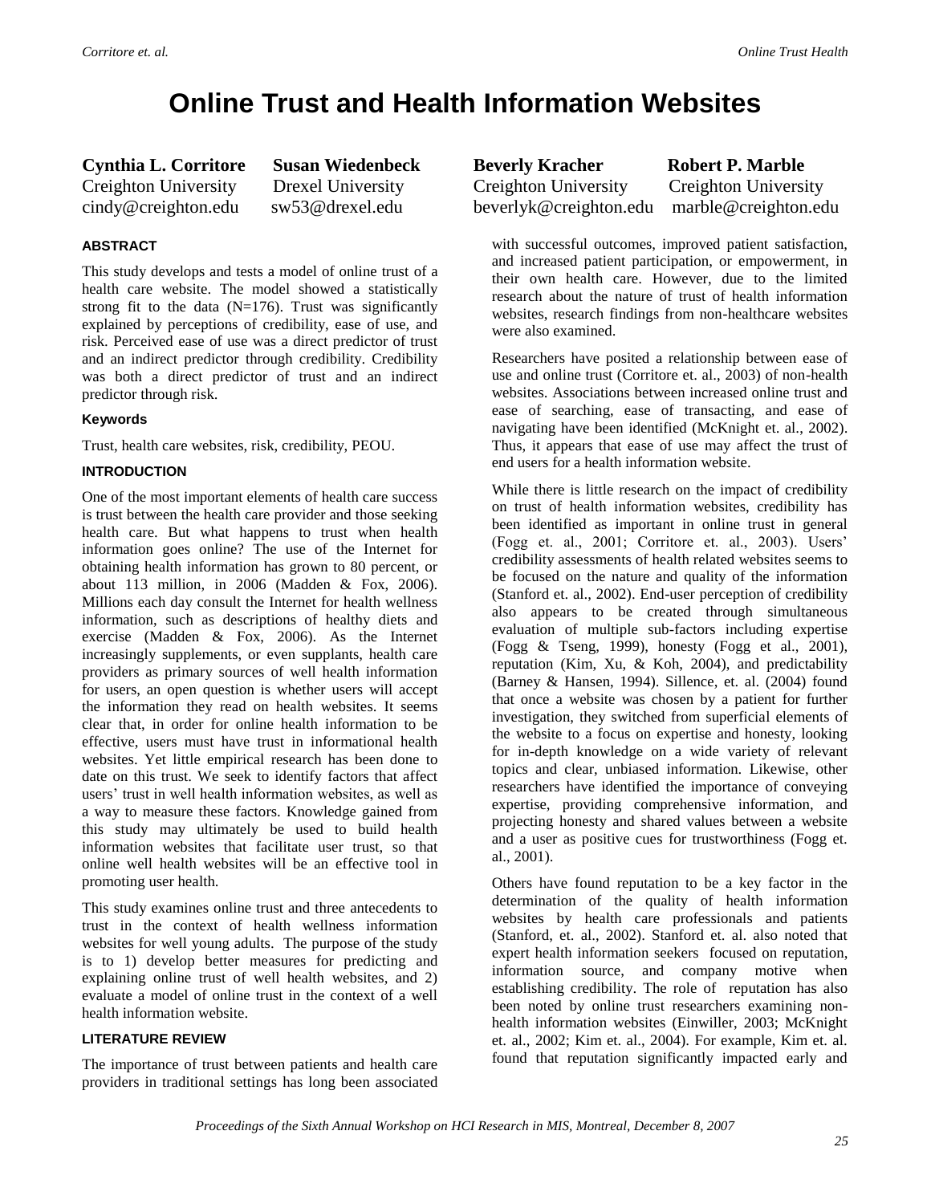# Online Trust and Health Information Websites

**Cynthia L. Corritore**
Creighton University
cindy@creighton.edu

**Susan Wiedenbeck**
Drexel University
sw53@drexel.edu

**Beverly Kracher**
Creighton University
beverlyk@creighton.edu

**Robert P. Marble**
Creighton University
marble@creighton.edu

### ABSTRACT

This study develops and tests a model of online trust of a health care website. The model showed a statistically strong fit to the data (N=176). Trust was significantly explained by perceptions of credibility, ease of use, and risk. Perceived ease of use was a direct predictor of trust and an indirect predictor through credibility. Credibility was both a direct predictor of trust and an indirect predictor through risk.

#### Keywords

Trust, health care websites, risk, credibility, PEOU.

### INTRODUCTION

One of the most important elements of health care success is trust between the health care provider and those seeking health care. But what happens to trust when health information goes online? The use of the Internet for obtaining health information has grown to 80 percent, or about 113 million, in 2006 (Madden & Fox, 2006). Millions each day consult the Internet for health wellness information, such as descriptions of healthy diets and exercise (Madden & Fox, 2006). As the Internet increasingly supplements, or even supplants, health care providers as primary sources of well health information for users, an open question is whether users will accept the information they read on health websites. It seems clear that, in order for online health information to be effective, users must have trust in informational health websites. Yet little empirical research has been done to date on this trust. We seek to identify factors that affect users' trust in well health information websites, as well as a way to measure these factors. Knowledge gained from this study may ultimately be used to build health information websites that facilitate user trust, so that online well health websites will be an effective tool in promoting user health.

This study examines online trust and three antecedents to trust in the context of health wellness information websites for well young adults. The purpose of the study is to 1) develop better measures for predicting and explaining online trust of well health websites, and 2) evaluate a model of online trust in the context of a well health information website.

### LITERATURE REVIEW

The importance of trust between patients and health care providers in traditional settings has long been associated with successful outcomes, improved patient satisfaction, and increased patient participation, or empowerment, in their own health care. However, due to the limited research about the nature of trust of health information websites, research findings from non-healthcare websites were also examined.

Researchers have posited a relationship between ease of use and online trust (Corritore et. al., 2003) of non-health websites. Associations between increased online trust and ease of searching, ease of transacting, and ease of navigating have been identified (McKnight et. al., 2002). Thus, it appears that ease of use may affect the trust of end users for a health information website.

While there is little research on the impact of credibility on trust of health information websites, credibility has been identified as important in online trust in general (Fogg et. al., 2001; Corritore et. al., 2003). Users' credibility assessments of health related websites seems to be focused on the nature and quality of the information (Stanford et. al., 2002). End-user perception of credibility also appears to be created through simultaneous evaluation of multiple sub-factors including expertise (Fogg & Tseng, 1999), honesty (Fogg et al., 2001), reputation (Kim, Xu, & Koh, 2004), and predictability (Barney & Hansen, 1994). Sillence, et. al. (2004) found that once a website was chosen by a patient for further investigation, they switched from superficial elements of the website to a focus on expertise and honesty, looking for in-depth knowledge on a wide variety of relevant topics and clear, unbiased information. Likewise, other researchers have identified the importance of conveying expertise, providing comprehensive information, and projecting honesty and shared values between a website and a user as positive cues for trustworthiness (Fogg et. al., 2001).

Others have found reputation to be a key factor in the determination of the quality of health information websites by health care professionals and patients (Stanford, et. al., 2002). Stanford et. al. also noted that expert health information seekers focused on reputation, information source, and company motive when establishing credibility. The role of reputation has also been noted by online trust researchers examining non-health information websites (Einwiller, 2003; McKnight et. al., 2002; Kim et. al., 2004). For example, Kim et. al. found that reputation significantly impacted early and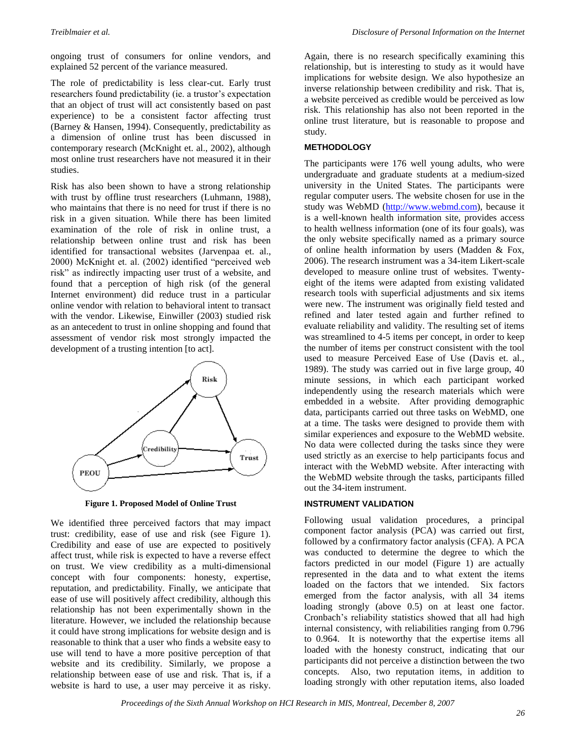ongoing trust of consumers for online vendors, and explained 52 percent of the variance measured.

The role of predictability is less clear-cut. Early trust researchers found predictability (ie. a trustor's expectation that an object of trust will act consistently based on past experience) to be a consistent factor affecting trust (Barney & Hansen, 1994). Consequently, predictability as a dimension of online trust has been discussed in contemporary research (McKnight et. al., 2002), although most online trust researchers have not measured it in their studies.

Risk has also been shown to have a strong relationship with trust by offline trust researchers (Luhmann, 1988), who maintains that there is no need for trust if there is no risk in a given situation. While there has been limited examination of the role of risk in online trust, a relationship between online trust and risk has been identified for transactional websites (Jarvenpaa et. al., 2000) McKnight et. al. (2002) identified "perceived web risk" as indirectly impacting user trust of a website, and found that a perception of high risk (of the general Internet environment) did reduce trust in a particular online vendor with relation to behavioral intent to transact with the vendor. Likewise, Einwiller (2003) studied risk as an antecedent to trust in online shopping and found that assessment of vendor risk most strongly impacted the development of a trusting intention [to act].

**Figure 1. Proposed Model of Online Trust**

We identified three perceived factors that may impact trust: credibility, ease of use and risk (see Figure 1). Credibility and ease of use are expected to positively affect trust, while risk is expected to have a reverse effect on trust. We view credibility as a multi-dimensional concept with four components: honesty, expertise, reputation, and predictability. Finally, we anticipate that ease of use will positively affect credibility, although this relationship has not been experimentally shown in the literature. However, we included the relationship because it could have strong implications for website design and is reasonable to think that a user who finds a website easy to use will tend to have a more positive perception of that website and its credibility. Similarly, we propose a relationship between ease of use and risk. That is, if a website is hard to use, a user may perceive it as risky. Again, there is no research specifically examining this relationship, but is interesting to study as it would have implications for website design. We also hypothesize an inverse relationship between credibility and risk. That is, a website perceived as credible would be perceived as low risk. This relationship has also not been reported in the online trust literature, but is reasonable to propose and study.

## METHODOLOGY

The participants were 176 well young adults, who were undergraduate and graduate students at a medium-sized university in the United States. The participants were regular computer users. The website chosen for use in the study was WebMD (http://www.webmd.com), because it is a well-known health information site, provides access to health wellness information (one of its four goals), was the only website specifically named as a primary source of online health information by users (Madden & Fox, 2006). The research instrument was a 34-item Likert-scale developed to measure online trust of websites. Twenty-eight of the items were adapted from existing validated research tools with superficial adjustments and six items were new. The instrument was originally field tested and refined and later tested again and further refined to evaluate reliability and validity. The resulting set of items was streamlined to 4-5 items per concept, in order to keep the number of items per construct consistent with the tool used to measure Perceived Ease of Use (Davis et. al., 1989). The study was carried out in five large group, 40 minute sessions, in which each participant worked independently using the research materials which were embedded in a website. After providing demographic data, participants carried out three tasks on WebMD, one at a time. The tasks were designed to provide them with similar experiences and exposure to the WebMD website. No data were collected during the tasks since they were used strictly as an exercise to help participants focus and interact with the WebMD website. After interacting with the WebMD website through the tasks, participants filled out the 34-item instrument.

## INSTRUMENT VALIDATION

Following usual validation procedures, a principal component factor analysis (PCA) was carried out first, followed by a confirmatory factor analysis (CFA). A PCA was conducted to determine the degree to which the factors predicted in our model (Figure 1) are actually represented in the data and to what extent the items loaded on the factors that we intended. Six factors emerged from the factor analysis, with all 34 items loading strongly (above 0.5) on at least one factor. Cronbach's reliability statistics showed that all had high internal consistency, with reliabilities ranging from 0.796 to 0.964. It is noteworthy that the expertise items all loaded with the honesty construct, indicating that our participants did not perceive a distinction between the two concepts. Also, two reputation items, in addition to loading strongly with other reputation items, also loaded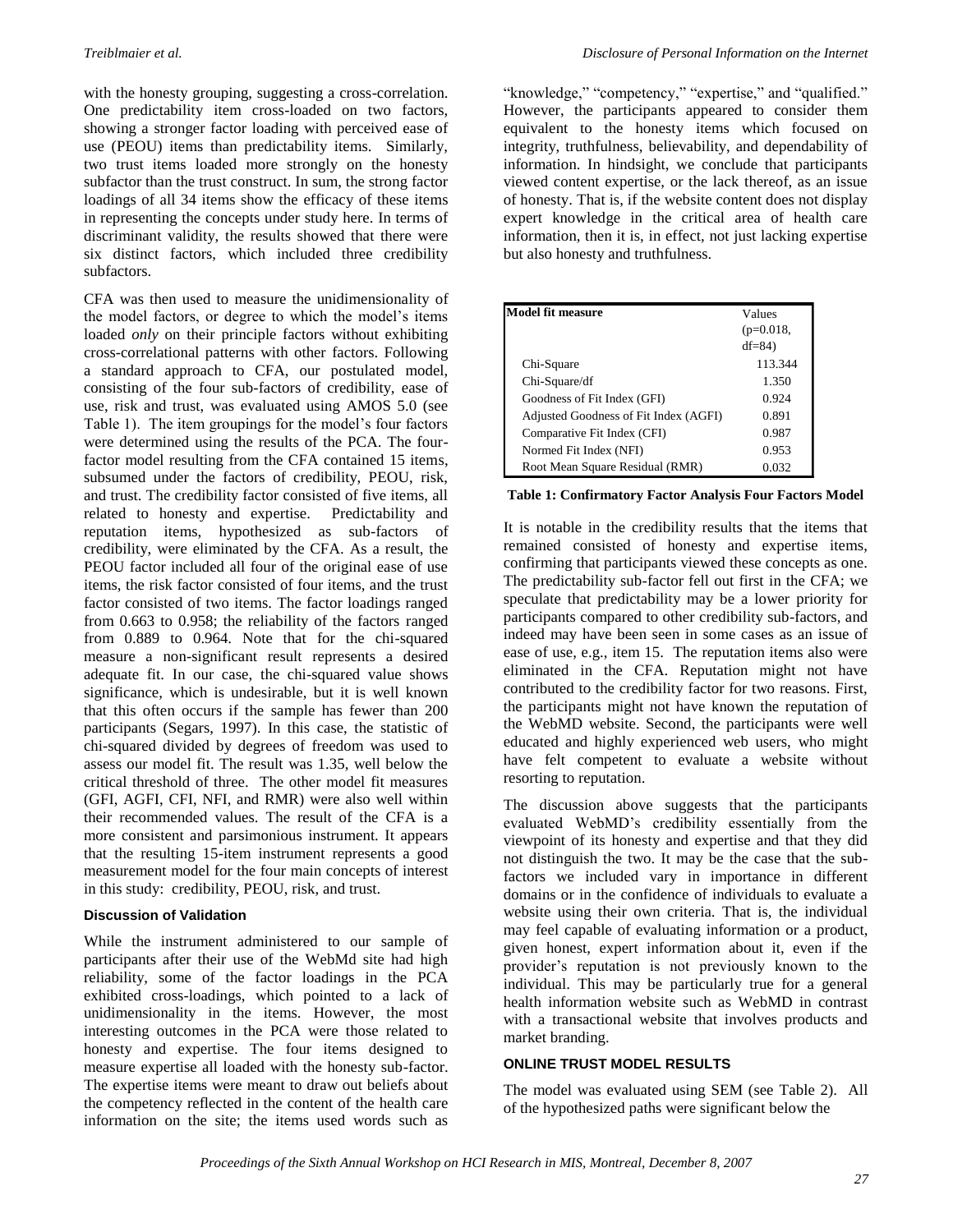with the honesty grouping, suggesting a cross-correlation. One predictability item cross-loaded on two factors, showing a stronger factor loading with perceived ease of use (PEOU) items than predictability items. Similarly, two trust items loaded more strongly on the honesty subfactor than the trust construct. In sum, the strong factor loadings of all 34 items show the efficacy of these items in representing the concepts under study here. In terms of discriminant validity, the results showed that there were six distinct factors, which included three credibility subfactors.

CFA was then used to measure the unidimensionality of the model factors, or degree to which the model's items loaded *only* on their principle factors without exhibiting cross-correlational patterns with other factors. Following a standard approach to CFA, our postulated model, consisting of the four sub-factors of credibility, ease of use, risk and trust, was evaluated using AMOS 5.0 (see Table 1). The item groupings for the model's four factors were determined using the results of the PCA. The four-factor model resulting from the CFA contained 15 items, subsumed under the factors of credibility, PEOU, risk, and trust. The credibility factor consisted of five items, all related to honesty and expertise. Predictability and reputation items, hypothesized as sub-factors of credibility, were eliminated by the CFA. As a result, the PEOU factor included all four of the original ease of use items, the risk factor consisted of four items, and the trust factor consisted of two items. The factor loadings ranged from 0.663 to 0.958; the reliability of the factors ranged from 0.889 to 0.964. Note that for the chi-squared measure a non-significant result represents a desired adequate fit. In our case, the chi-squared value shows significance, which is undesirable, but it is well known that this often occurs if the sample has fewer than 200 participants (Segars, 1997). In this case, the statistic of chi-squared divided by degrees of freedom was used to assess our model fit. The result was 1.35, well below the critical threshold of three. The other model fit measures (GFI, AGFI, CFI, NFI, and RMR) were also well within their recommended values. The result of the CFA is a more consistent and parsimonious instrument. It appears that the resulting 15-item instrument represents a good measurement model for the four main concepts of interest in this study: credibility, PEOU, risk, and trust.

### Discussion of Validation

While the instrument administered to our sample of participants after their use of the WebMd site had high reliability, some of the factor loadings in the PCA exhibited cross-loadings, which pointed to a lack of unidimensionality in the items. However, the most interesting outcomes in the PCA were those related to honesty and expertise. The four items designed to measure expertise all loaded with the honesty sub-factor. The expertise items were meant to draw out beliefs about the competency reflected in the content of the health care information on the site; the items used words such as "knowledge," "competency," "expertise," and "qualified." However, the participants appeared to consider them equivalent to the honesty items which focused on integrity, truthfulness, believability, and dependability of information. In hindsight, we conclude that participants viewed content expertise, or the lack thereof, as an issue of honesty. That is, if the website content does not display expert knowledge in the critical area of health care information, then it is, in effect, not just lacking expertise but also honesty and truthfulness.

| Model fit measure | Values ($p$=0.018, df=84) |
|---|---|
| Chi-Square | 113.344 |
| Chi-Square/df | 1.350 |
| Goodness of Fit Index (GFI) | 0.924 |
| Adjusted Goodness of Fit Index (AGFI) | 0.891 |
| Comparative Fit Index (CFI) | 0.987 |
| Normed Fit Index (NFI) | 0.953 |
| Root Mean Square Residual (RMR) | 0.032 |

**Table 1: Confirmatory Factor Analysis Four Factors Model**

It is notable in the credibility results that the items that remained consisted of honesty and expertise items, confirming that participants viewed these concepts as one. The predictability sub-factor fell out first in the CFA; we speculate that predictability may be a lower priority for participants compared to other credibility sub-factors, and indeed may have been seen in some cases as an issue of ease of use, e.g., item 15. The reputation items also were eliminated in the CFA. Reputation might not have contributed to the credibility factor for two reasons. First, the participants might not have known the reputation of the WebMD website. Second, the participants were well educated and highly experienced web users, who might have felt competent to evaluate a website without resorting to reputation.

The discussion above suggests that the participants evaluated WebMD's credibility essentially from the viewpoint of its honesty and expertise and that they did not distinguish the two. It may be the case that the sub-factors we included vary in importance in different domains or in the confidence of individuals to evaluate a website using their own criteria. That is, the individual may feel capable of evaluating information or a product, given honest, expert information about it, even if the provider's reputation is not previously known to the individual. This may be particularly true for a general health information website such as WebMD in contrast with a transactional website that involves products and market branding.

## ONLINE TRUST MODEL RESULTS

The model was evaluated using SEM (see Table 2). All of the hypothesized paths were significant below the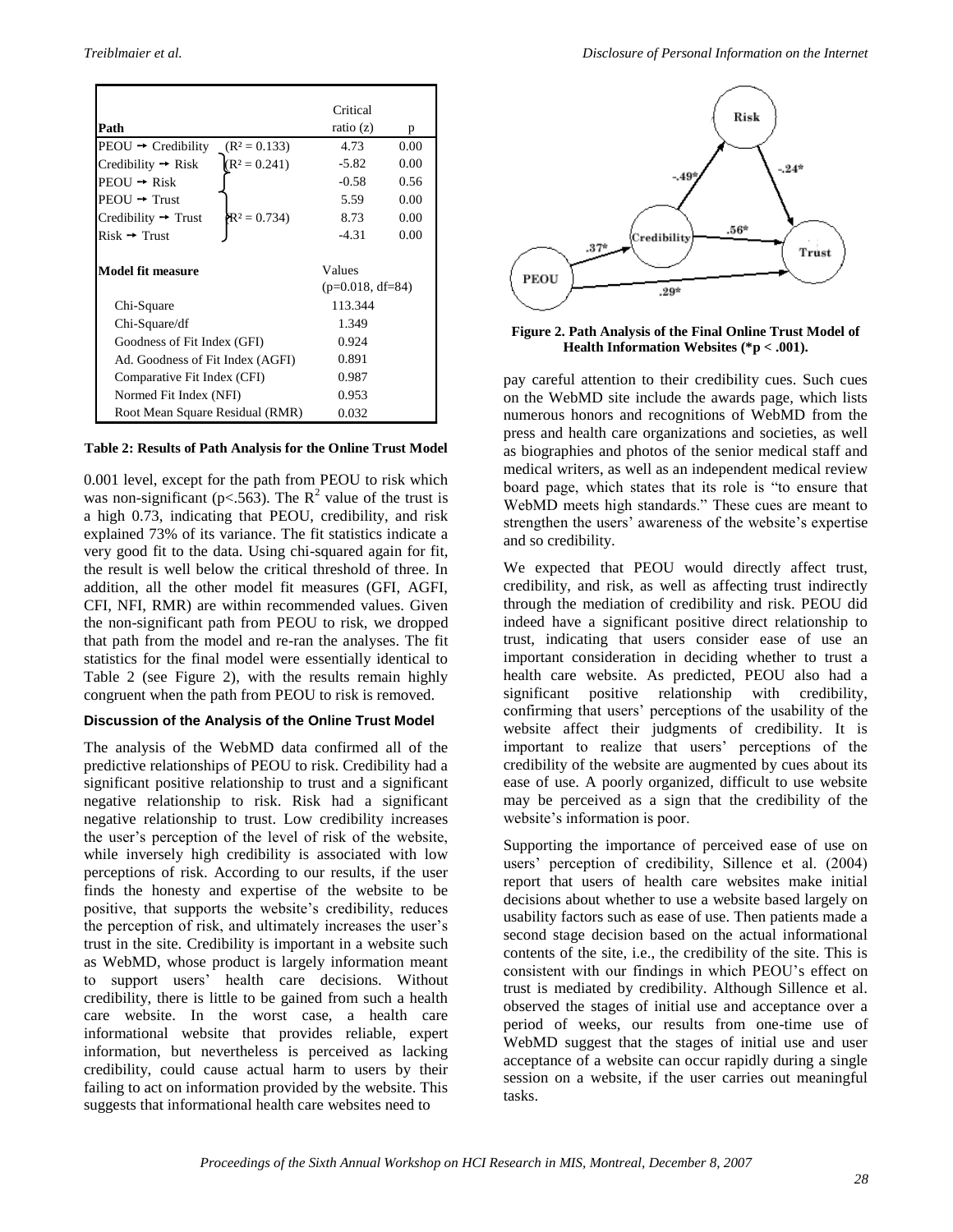| Path | | Critical ratio (z) | p |
|---|---|---|---|
| PEOU → Credibility | ($R^2$ = 0.133) | 4.73 | 0.00 |
| Credibility → Risk | ($R^2$ = 0.241) | -5.82 | 0.00 |
| PEOU → Risk | | -0.58 | 0.56 |
| PEOU → Trust | | 5.59 | 0.00 |
| Credibility → Trust | ($R^2$ = 0.734) | 8.73 | 0.00 |
| Risk → Trust | | -4.31 | 0.00 |
| **Model fit measure** | | Values (p=0.018, df=84) | |
| Chi-Square | | 113.344 | |
| Chi-Square/df | | 1.349 | |
| Goodness of Fit Index (GFI) | | 0.924 | |
| Ad. Goodness of Fit Index (AGFI) | | 0.891 | |
| Comparative Fit Index (CFI) | | 0.987 | |
| Normed Fit Index (NFI) | | 0.953 | |
| Root Mean Square Residual (RMR) | | 0.032 | |

**Table 2: Results of Path Analysis for the Online Trust Model**

0.001 level, except for the path from PEOU to risk which was non-significant ($p<.563$). The $R^2$ value of the trust is a high 0.73, indicating that PEOU, credibility, and risk explained 73% of its variance. The fit statistics indicate a very good fit to the data. Using chi-squared again for fit, the result is well below the critical threshold of three. In addition, all the other model fit measures (GFI, AGFI, CFI, NFI, RMR) are within recommended values. Given the non-significant path from PEOU to risk, we dropped that path from the model and re-ran the analyses. The fit statistics for the final model were essentially identical to Table 2 (see Figure 2), with the results remain highly congruent when the path from PEOU to risk is removed.

#### Discussion of the Analysis of the Online Trust Model

The analysis of the WebMD data confirmed all of the predictive relationships of PEOU to risk. Credibility had a significant positive relationship to trust and a significant negative relationship to risk. Risk had a significant negative relationship to trust. Low credibility increases the user's perception of the level of risk of the website, while inversely high credibility is associated with low perceptions of risk. According to our results, if the user finds the honesty and expertise of the website to be positive, that supports the website's credibility, reduces the perception of risk, and ultimately increases the user's trust in the site. Credibility is important in a website such as WebMD, whose product is largely information meant to support users' health care decisions. Without credibility, there is little to be gained from such a health care website. In the worst case, a health care informational website that provides reliable, expert information, but nevertheless is perceived as lacking credibility, could cause actual harm to users by their failing to act on information provided by the website. This suggests that informational health care websites need to

**Figure 2. Path Analysis of the Final Online Trust Model of Health Information Websites (*p < .001).**

pay careful attention to their credibility cues. Such cues on the WebMD site include the awards page, which lists numerous honors and recognitions of WebMD from the press and health care organizations and societies, as well as biographies and photos of the senior medical staff and medical writers, as well as an independent medical review board page, which states that its role is "to ensure that WebMD meets high standards." These cues are meant to strengthen the users' awareness of the website's expertise and so credibility.

We expected that PEOU would directly affect trust, credibility, and risk, as well as affecting trust indirectly through the mediation of credibility and risk. PEOU did indeed have a significant positive direct relationship to trust, indicating that users consider ease of use an important consideration in deciding whether to trust a health care website. As predicted, PEOU also had a significant positive relationship with credibility, confirming that users' perceptions of the usability of the website affect their judgments of credibility. It is important to realize that users' perceptions of the credibility of the website are augmented by cues about its ease of use. A poorly organized, difficult to use website may be perceived as a sign that the credibility of the website's information is poor.

Supporting the importance of perceived ease of use on users' perception of credibility, Sillence et al. (2004) report that users of health care websites make initial decisions about whether to use a website based largely on usability factors such as ease of use. Then patients made a second stage decision based on the actual informational contents of the site, i.e., the credibility of the site. This is consistent with our findings in which PEOU's effect on trust is mediated by credibility. Although Sillence et al. observed the stages of initial use and acceptance over a period of weeks, our results from one-time use of WebMD suggest that the stages of initial use and user acceptance of a website can occur rapidly during a single session on a website, if the user carries out meaningful tasks.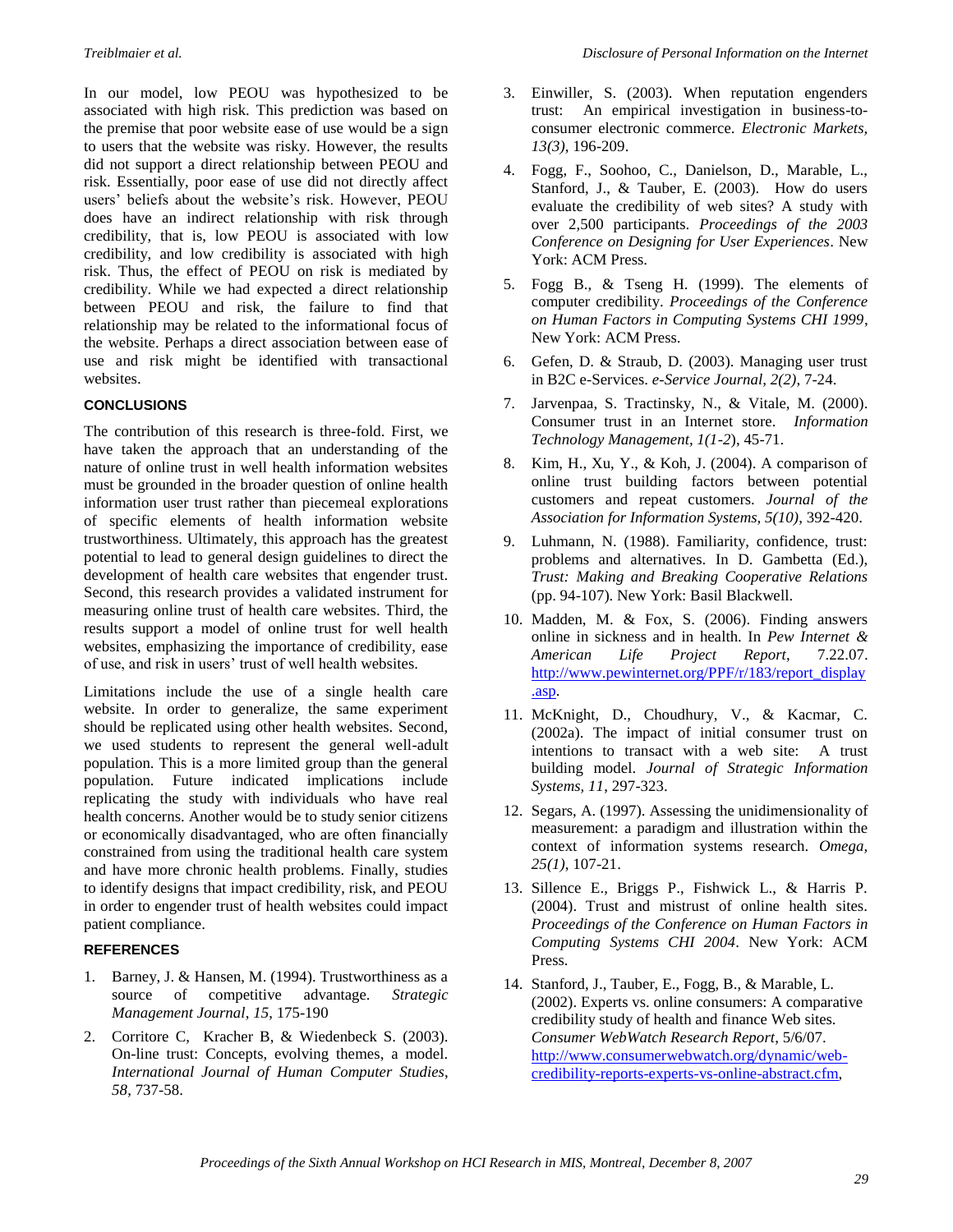In our model, low PEOU was hypothesized to be associated with high risk. This prediction was based on the premise that poor website ease of use would be a sign to users that the website was risky. However, the results did not support a direct relationship between PEOU and risk. Essentially, poor ease of use did not directly affect users' beliefs about the website's risk. However, PEOU does have an indirect relationship with risk through credibility, that is, low PEOU is associated with low credibility, and low credibility is associated with high risk. Thus, the effect of PEOU on risk is mediated by credibility. While we had expected a direct relationship between PEOU and risk, the failure to find that relationship may be related to the informational focus of the website. Perhaps a direct association between ease of use and risk might be identified with transactional websites.

## CONCLUSIONS

The contribution of this research is three-fold. First, we have taken the approach that an understanding of the nature of online trust in well health information websites must be grounded in the broader question of online health information user trust rather than piecemeal explorations of specific elements of health information website trustworthiness. Ultimately, this approach has the greatest potential to lead to general design guidelines to direct the development of health care websites that engender trust. Second, this research provides a validated instrument for measuring online trust of health care websites. Third, the results support a model of online trust for well health websites, emphasizing the importance of credibility, ease of use, and risk in users' trust of well health websites.

Limitations include the use of a single health care website. In order to generalize, the same experiment should be replicated using other health websites. Second, we used students to represent the general well-adult population. This is a more limited group than the general population. Future indicated implications include replicating the study with individuals who have real health concerns. Another would be to study senior citizens or economically disadvantaged, who are often financially constrained from using the traditional health care system and have more chronic health problems. Finally, studies to identify designs that impact credibility, risk, and PEOU in order to engender trust of health websites could impact patient compliance.

## REFERENCES

1. Barney, J. & Hansen, M. (1994). Trustworthiness as a source of competitive advantage. *Strategic Management Journal*, *15*, 175-190
2. Corritore C, Kracher B, & Wiedenbeck S. (2003). On-line trust: Concepts, evolving themes, a model. *International Journal of Human Computer Studies*, *58*, 737-58.
3. Einwiller, S. (2003). When reputation engenders trust: An empirical investigation in business-to-consumer electronic commerce. *Electronic Markets, 13(3)*, 196-209.
4. Fogg, F., Soohoo, C., Danielson, D., Marable, L., Stanford, J., & Tauber, E. (2003). How do users evaluate the credibility of web sites? A study with over 2,500 participants. *Proceedings of the 2003 Conference on Designing for User Experiences*. New York: ACM Press.
5. Fogg B., & Tseng H. (1999). The elements of computer credibility. *Proceedings of the Conference on Human Factors in Computing Systems CHI 1999*, New York: ACM Press.
6. Gefen, D. & Straub, D. (2003). Managing user trust in B2C e-Services. *e-Service Journal, 2(2)*, 7-24.
7. Jarvenpaa, S. Tractinsky, N., & Vitale, M. (2000). Consumer trust in an Internet store. *Information Technology Management, 1(1-2*), 45-71.
8. Kim, H., Xu, Y., & Koh, J. (2004). A comparison of online trust building factors between potential customers and repeat customers. *Journal of the Association for Information Systems, 5(10)*, 392-420.
9. Luhmann, N. (1988). Familiarity, confidence, trust: problems and alternatives. In D. Gambetta (Ed.), *Trust: Making and Breaking Cooperative Relations* (pp. 94-107). New York: Basil Blackwell.
10. Madden, M. & Fox, S. (2006). Finding answers online in sickness and in health. In *Pew Internet & American Life Project Report*, 7.22.07. http://www.pewinternet.org/PPF/r/183/report_display.asp.
11. McKnight, D., Choudhury, V., & Kacmar, C. (2002a). The impact of initial consumer trust on intentions to transact with a web site: A trust building model. *Journal of Strategic Information Systems, 11*, 297-323.
12. Segars, A. (1997). Assessing the unidimensionality of measurement: a paradigm and illustration within the context of information systems research. *Omega, 25(1)*, 107-21.
13. Sillence E., Briggs P., Fishwick L., & Harris P. (2004). Trust and mistrust of online health sites. *Proceedings of the Conference on Human Factors in Computing Systems CHI 2004*. New York: ACM Press.
14. Stanford, J., Tauber, E., Fogg, B., & Marable, L. (2002). Experts vs. online consumers: A comparative credibility study of health and finance Web sites. *Consumer WebWatch Research Report*, 5/6/07. http://www.consumerwebwatch.org/dynamic/web-credibility-reports-experts-vs-online-abstract.cfm,